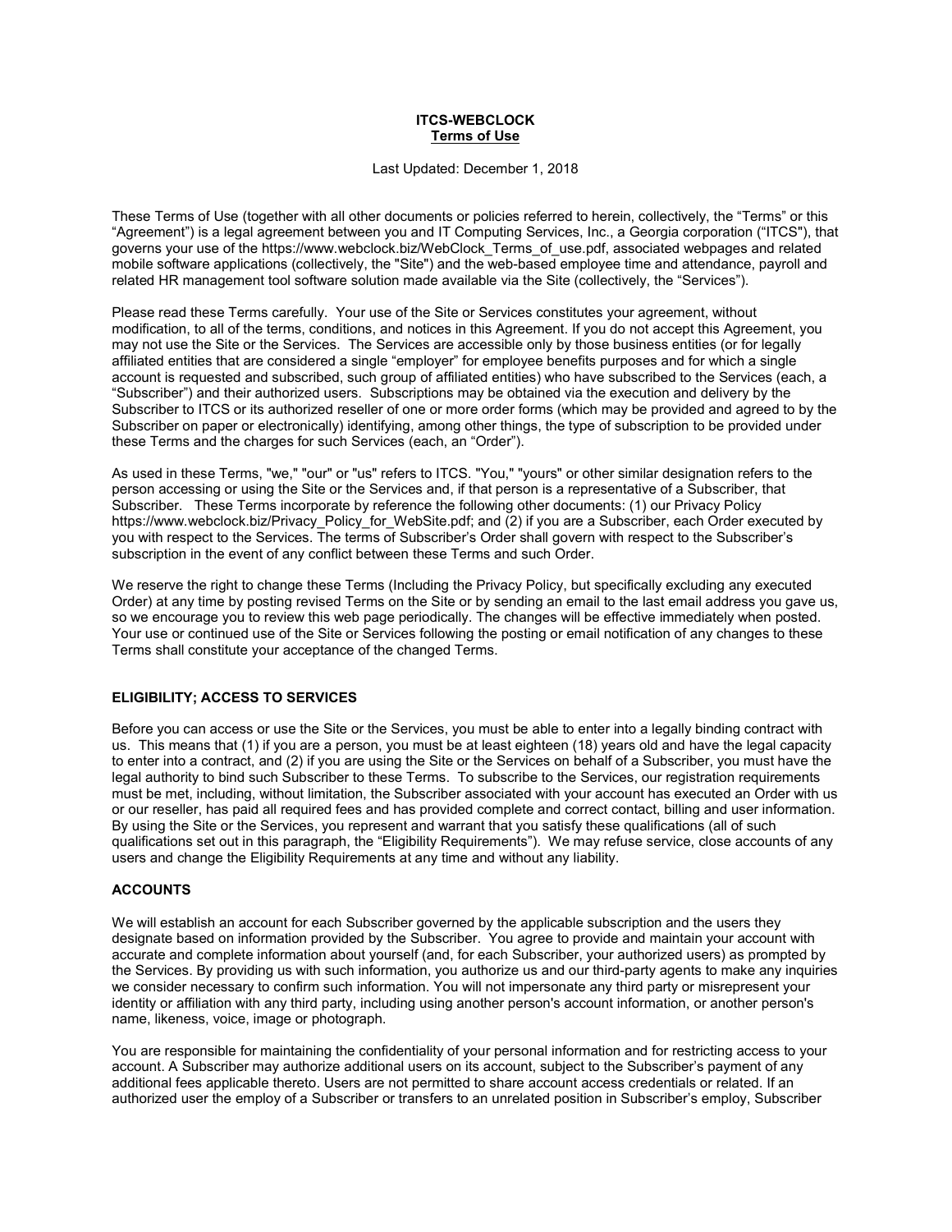**ITCS-WEBCLOCK**
**Terms of Use**

Last Updated: December 1, 2018

These Terms of Use (together with all other documents or policies referred to herein, collectively, the "Terms" or this "Agreement") is a legal agreement between you and IT Computing Services, Inc., a Georgia corporation ("ITCS"), that governs your use of the https://www.webclock.biz/WebClock_Terms_of_use.pdf, associated webpages and related mobile software applications (collectively, the "Site") and the web-based employee time and attendance, payroll and related HR management tool software solution made available via the Site (collectively, the "Services").

Please read these Terms carefully. Your use of the Site or Services constitutes your agreement, without modification, to all of the terms, conditions, and notices in this Agreement. If you do not accept this Agreement, you may not use the Site or the Services. The Services are accessible only by those business entities (or for legally affiliated entities that are considered a single "employer" for employee benefits purposes and for which a single account is requested and subscribed, such group of affiliated entities) who have subscribed to the Services (each, a "Subscriber") and their authorized users. Subscriptions may be obtained via the execution and delivery by the Subscriber to ITCS or its authorized reseller of one or more order forms (which may be provided and agreed to by the Subscriber on paper or electronically) identifying, among other things, the type of subscription to be provided under these Terms and the charges for such Services (each, an "Order").

As used in these Terms, "we," "our" or "us" refers to ITCS. "You," "yours" or other similar designation refers to the person accessing or using the Site or the Services and, if that person is a representative of a Subscriber, that Subscriber. These Terms incorporate by reference the following other documents: (1) our Privacy Policy https://www.webclock.biz/Privacy_Policy_for_WebSite.pdf; and (2) if you are a Subscriber, each Order executed by you with respect to the Services. The terms of Subscriber's Order shall govern with respect to the Subscriber's subscription in the event of any conflict between these Terms and such Order.

We reserve the right to change these Terms (Including the Privacy Policy, but specifically excluding any executed Order) at any time by posting revised Terms on the Site or by sending an email to the last email address you gave us, so we encourage you to review this web page periodically. The changes will be effective immediately when posted. Your use or continued use of the Site or Services following the posting or email notification of any changes to these Terms shall constitute your acceptance of the changed Terms.

## ELIGIBILITY; ACCESS TO SERVICES

Before you can access or use the Site or the Services, you must be able to enter into a legally binding contract with us. This means that (1) if you are a person, you must be at least eighteen (18) years old and have the legal capacity to enter into a contract, and (2) if you are using the Site or the Services on behalf of a Subscriber, you must have the legal authority to bind such Subscriber to these Terms. To subscribe to the Services, our registration requirements must be met, including, without limitation, the Subscriber associated with your account has executed an Order with us or our reseller, has paid all required fees and has provided complete and correct contact, billing and user information. By using the Site or the Services, you represent and warrant that you satisfy these qualifications (all of such qualifications set out in this paragraph, the "Eligibility Requirements"). We may refuse service, close accounts of any users and change the Eligibility Requirements at any time and without any liability.

## ACCOUNTS

We will establish an account for each Subscriber governed by the applicable subscription and the users they designate based on information provided by the Subscriber. You agree to provide and maintain your account with accurate and complete information about yourself (and, for each Subscriber, your authorized users) as prompted by the Services. By providing us with such information, you authorize us and our third-party agents to make any inquiries we consider necessary to confirm such information. You will not impersonate any third party or misrepresent your identity or affiliation with any third party, including using another person's account information, or another person's name, likeness, voice, image or photograph.

You are responsible for maintaining the confidentiality of your personal information and for restricting access to your account. A Subscriber may authorize additional users on its account, subject to the Subscriber's payment of any additional fees applicable thereto. Users are not permitted to share account access credentials or related. If an authorized user the employ of a Subscriber or transfers to an unrelated position in Subscriber's employ, Subscriber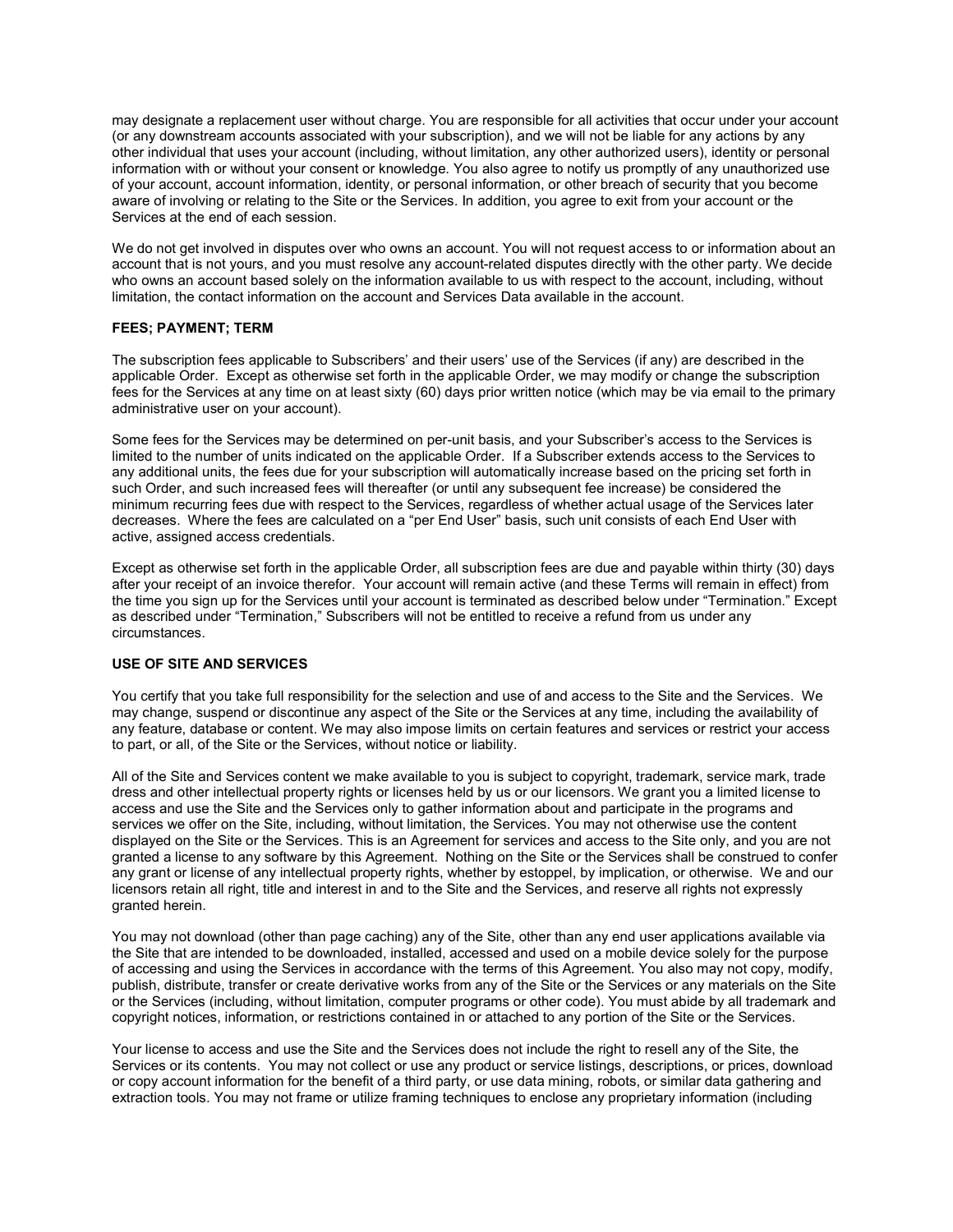may designate a replacement user without charge. You are responsible for all activities that occur under your account (or any downstream accounts associated with your subscription), and we will not be liable for any actions by any other individual that uses your account (including, without limitation, any other authorized users), identity or personal information with or without your consent or knowledge. You also agree to notify us promptly of any unauthorized use of your account, account information, identity, or personal information, or other breach of security that you become aware of involving or relating to the Site or the Services. In addition, you agree to exit from your account or the Services at the end of each session.

We do not get involved in disputes over who owns an account. You will not request access to or information about an account that is not yours, and you must resolve any account-related disputes directly with the other party. We decide who owns an account based solely on the information available to us with respect to the account, including, without limitation, the contact information on the account and Services Data available in the account.

**FEES; PAYMENT; TERM**

The subscription fees applicable to Subscribers' and their users' use of the Services (if any) are described in the applicable Order. Except as otherwise set forth in the applicable Order, we may modify or change the subscription fees for the Services at any time on at least sixty (60) days prior written notice (which may be via email to the primary administrative user on your account).

Some fees for the Services may be determined on per-unit basis, and your Subscriber's access to the Services is limited to the number of units indicated on the applicable Order. If a Subscriber extends access to the Services to any additional units, the fees due for your subscription will automatically increase based on the pricing set forth in such Order, and such increased fees will thereafter (or until any subsequent fee increase) be considered the minimum recurring fees due with respect to the Services, regardless of whether actual usage of the Services later decreases. Where the fees are calculated on a "per End User" basis, such unit consists of each End User with active, assigned access credentials.

Except as otherwise set forth in the applicable Order, all subscription fees are due and payable within thirty (30) days after your receipt of an invoice therefor. Your account will remain active (and these Terms will remain in effect) from the time you sign up for the Services until your account is terminated as described below under "Termination." Except as described under "Termination," Subscribers will not be entitled to receive a refund from us under any circumstances.

**USE OF SITE AND SERVICES**

You certify that you take full responsibility for the selection and use of and access to the Site and the Services. We may change, suspend or discontinue any aspect of the Site or the Services at any time, including the availability of any feature, database or content. We may also impose limits on certain features and services or restrict your access to part, or all, of the Site or the Services, without notice or liability.

All of the Site and Services content we make available to you is subject to copyright, trademark, service mark, trade dress and other intellectual property rights or licenses held by us or our licensors. We grant you a limited license to access and use the Site and the Services only to gather information about and participate in the programs and services we offer on the Site, including, without limitation, the Services. You may not otherwise use the content displayed on the Site or the Services. This is an Agreement for services and access to the Site only, and you are not granted a license to any software by this Agreement. Nothing on the Site or the Services shall be construed to confer any grant or license of any intellectual property rights, whether by estoppel, by implication, or otherwise. We and our licensors retain all right, title and interest in and to the Site and the Services, and reserve all rights not expressly granted herein.

You may not download (other than page caching) any of the Site, other than any end user applications available via the Site that are intended to be downloaded, installed, accessed and used on a mobile device solely for the purpose of accessing and using the Services in accordance with the terms of this Agreement. You also may not copy, modify, publish, distribute, transfer or create derivative works from any of the Site or the Services or any materials on the Site or the Services (including, without limitation, computer programs or other code). You must abide by all trademark and copyright notices, information, or restrictions contained in or attached to any portion of the Site or the Services.

Your license to access and use the Site and the Services does not include the right to resell any of the Site, the Services or its contents. You may not collect or use any product or service listings, descriptions, or prices, download or copy account information for the benefit of a third party, or use data mining, robots, or similar data gathering and extraction tools. You may not frame or utilize framing techniques to enclose any proprietary information (including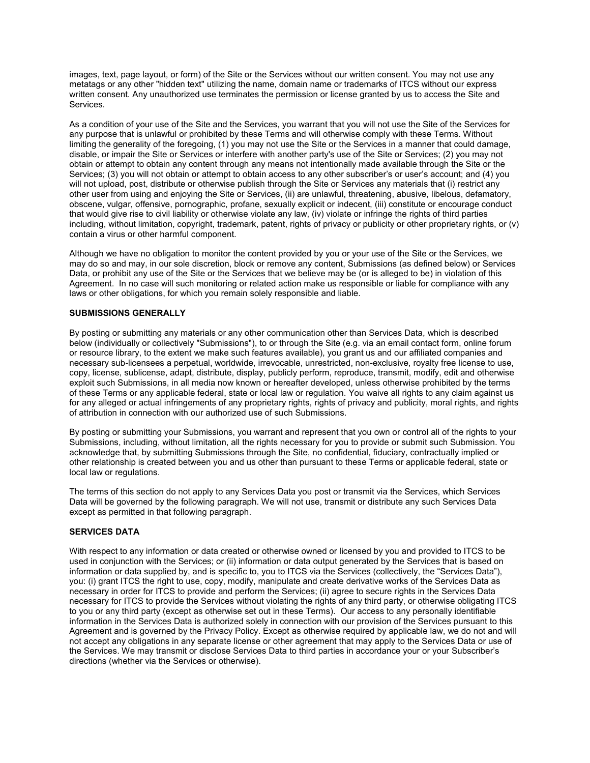images, text, page layout, or form) of the Site or the Services without our written consent. You may not use any metatags or any other "hidden text" utilizing the name, domain name or trademarks of ITCS without our express written consent. Any unauthorized use terminates the permission or license granted by us to access the Site and Services.

As a condition of your use of the Site and the Services, you warrant that you will not use the Site of the Services for any purpose that is unlawful or prohibited by these Terms and will otherwise comply with these Terms. Without limiting the generality of the foregoing, (1) you may not use the Site or the Services in a manner that could damage, disable, or impair the Site or Services or interfere with another party's use of the Site or Services; (2) you may not obtain or attempt to obtain any content through any means not intentionally made available through the Site or the Services; (3) you will not obtain or attempt to obtain access to any other subscriber's or user's account; and (4) you will not upload, post, distribute or otherwise publish through the Site or Services any materials that (i) restrict any other user from using and enjoying the Site or Services, (ii) are unlawful, threatening, abusive, libelous, defamatory, obscene, vulgar, offensive, pornographic, profane, sexually explicit or indecent, (iii) constitute or encourage conduct that would give rise to civil liability or otherwise violate any law, (iv) violate or infringe the rights of third parties including, without limitation, copyright, trademark, patent, rights of privacy or publicity or other proprietary rights, or (v) contain a virus or other harmful component.

Although we have no obligation to monitor the content provided by you or your use of the Site or the Services, we may do so and may, in our sole discretion, block or remove any content, Submissions (as defined below) or Services Data, or prohibit any use of the Site or the Services that we believe may be (or is alleged to be) in violation of this Agreement. In no case will such monitoring or related action make us responsible or liable for compliance with any laws or other obligations, for which you remain solely responsible and liable.

**SUBMISSIONS GENERALLY**

By posting or submitting any materials or any other communication other than Services Data, which is described below (individually or collectively "Submissions"), to or through the Site (e.g. via an email contact form, online forum or resource library, to the extent we make such features available), you grant us and our affiliated companies and necessary sub-licensees a perpetual, worldwide, irrevocable, unrestricted, non-exclusive, royalty free license to use, copy, license, sublicense, adapt, distribute, display, publicly perform, reproduce, transmit, modify, edit and otherwise exploit such Submissions, in all media now known or hereafter developed, unless otherwise prohibited by the terms of these Terms or any applicable federal, state or local law or regulation. You waive all rights to any claim against us for any alleged or actual infringements of any proprietary rights, rights of privacy and publicity, moral rights, and rights of attribution in connection with our authorized use of such Submissions.

By posting or submitting your Submissions, you warrant and represent that you own or control all of the rights to your Submissions, including, without limitation, all the rights necessary for you to provide or submit such Submission. You acknowledge that, by submitting Submissions through the Site, no confidential, fiduciary, contractually implied or other relationship is created between you and us other than pursuant to these Terms or applicable federal, state or local law or regulations.

The terms of this section do not apply to any Services Data you post or transmit via the Services, which Services Data will be governed by the following paragraph. We will not use, transmit or distribute any such Services Data except as permitted in that following paragraph.

**SERVICES DATA**

With respect to any information or data created or otherwise owned or licensed by you and provided to ITCS to be used in conjunction with the Services; or (ii) information or data output generated by the Services that is based on information or data supplied by, and is specific to, you to ITCS via the Services (collectively, the "Services Data"), you: (i) grant ITCS the right to use, copy, modify, manipulate and create derivative works of the Services Data as necessary in order for ITCS to provide and perform the Services; (ii) agree to secure rights in the Services Data necessary for ITCS to provide the Services without violating the rights of any third party, or otherwise obligating ITCS to you or any third party (except as otherwise set out in these Terms). Our access to any personally identifiable information in the Services Data is authorized solely in connection with our provision of the Services pursuant to this Agreement and is governed by the Privacy Policy. Except as otherwise required by applicable law, we do not and will not accept any obligations in any separate license or other agreement that may apply to the Services Data or use of the Services. We may transmit or disclose Services Data to third parties in accordance your or your Subscriber's directions (whether via the Services or otherwise).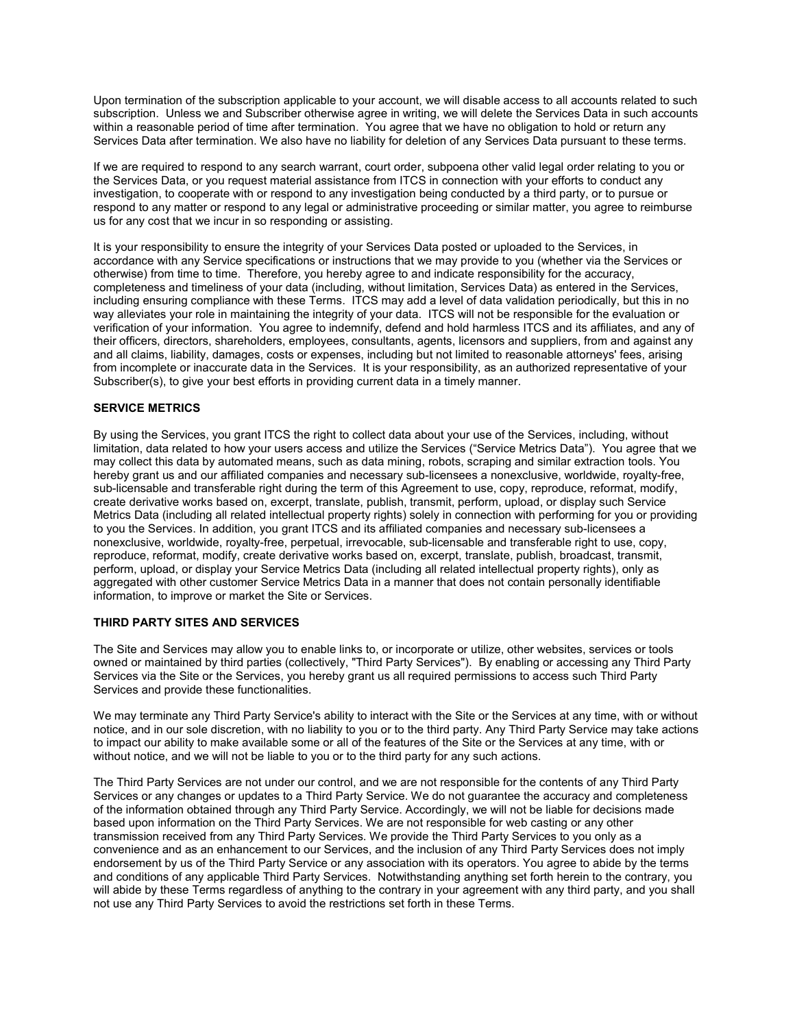Upon termination of the subscription applicable to your account, we will disable access to all accounts related to such subscription. Unless we and Subscriber otherwise agree in writing, we will delete the Services Data in such accounts within a reasonable period of time after termination. You agree that we have no obligation to hold or return any Services Data after termination. We also have no liability for deletion of any Services Data pursuant to these terms.

If we are required to respond to any search warrant, court order, subpoena other valid legal order relating to you or the Services Data, or you request material assistance from ITCS in connection with your efforts to conduct any investigation, to cooperate with or respond to any investigation being conducted by a third party, or to pursue or respond to any matter or respond to any legal or administrative proceeding or similar matter, you agree to reimburse us for any cost that we incur in so responding or assisting.

It is your responsibility to ensure the integrity of your Services Data posted or uploaded to the Services, in accordance with any Service specifications or instructions that we may provide to you (whether via the Services or otherwise) from time to time. Therefore, you hereby agree to and indicate responsibility for the accuracy, completeness and timeliness of your data (including, without limitation, Services Data) as entered in the Services, including ensuring compliance with these Terms. ITCS may add a level of data validation periodically, but this in no way alleviates your role in maintaining the integrity of your data. ITCS will not be responsible for the evaluation or verification of your information. You agree to indemnify, defend and hold harmless ITCS and its affiliates, and any of their officers, directors, shareholders, employees, consultants, agents, licensors and suppliers, from and against any and all claims, liability, damages, costs or expenses, including but not limited to reasonable attorneys' fees, arising from incomplete or inaccurate data in the Services. It is your responsibility, as an authorized representative of your Subscriber(s), to give your best efforts in providing current data in a timely manner.

**SERVICE METRICS**

By using the Services, you grant ITCS the right to collect data about your use of the Services, including, without limitation, data related to how your users access and utilize the Services ("Service Metrics Data"). You agree that we may collect this data by automated means, such as data mining, robots, scraping and similar extraction tools. You hereby grant us and our affiliated companies and necessary sub-licensees a nonexclusive, worldwide, royalty-free, sub-licensable and transferable right during the term of this Agreement to use, copy, reproduce, reformat, modify, create derivative works based on, excerpt, translate, publish, transmit, perform, upload, or display such Service Metrics Data (including all related intellectual property rights) solely in connection with performing for you or providing to you the Services. In addition, you grant ITCS and its affiliated companies and necessary sub-licensees a nonexclusive, worldwide, royalty-free, perpetual, irrevocable, sub-licensable and transferable right to use, copy, reproduce, reformat, modify, create derivative works based on, excerpt, translate, publish, broadcast, transmit, perform, upload, or display your Service Metrics Data (including all related intellectual property rights), only as aggregated with other customer Service Metrics Data in a manner that does not contain personally identifiable information, to improve or market the Site or Services.

**THIRD PARTY SITES AND SERVICES**

The Site and Services may allow you to enable links to, or incorporate or utilize, other websites, services or tools owned or maintained by third parties (collectively, "Third Party Services"). By enabling or accessing any Third Party Services via the Site or the Services, you hereby grant us all required permissions to access such Third Party Services and provide these functionalities.

We may terminate any Third Party Service's ability to interact with the Site or the Services at any time, with or without notice, and in our sole discretion, with no liability to you or to the third party. Any Third Party Service may take actions to impact our ability to make available some or all of the features of the Site or the Services at any time, with or without notice, and we will not be liable to you or to the third party for any such actions.

The Third Party Services are not under our control, and we are not responsible for the contents of any Third Party Services or any changes or updates to a Third Party Service. We do not guarantee the accuracy and completeness of the information obtained through any Third Party Service. Accordingly, we will not be liable for decisions made based upon information on the Third Party Services. We are not responsible for web casting or any other transmission received from any Third Party Services. We provide the Third Party Services to you only as a convenience and as an enhancement to our Services, and the inclusion of any Third Party Services does not imply endorsement by us of the Third Party Service or any association with its operators. You agree to abide by the terms and conditions of any applicable Third Party Services. Notwithstanding anything set forth herein to the contrary, you will abide by these Terms regardless of anything to the contrary in your agreement with any third party, and you shall not use any Third Party Services to avoid the restrictions set forth in these Terms.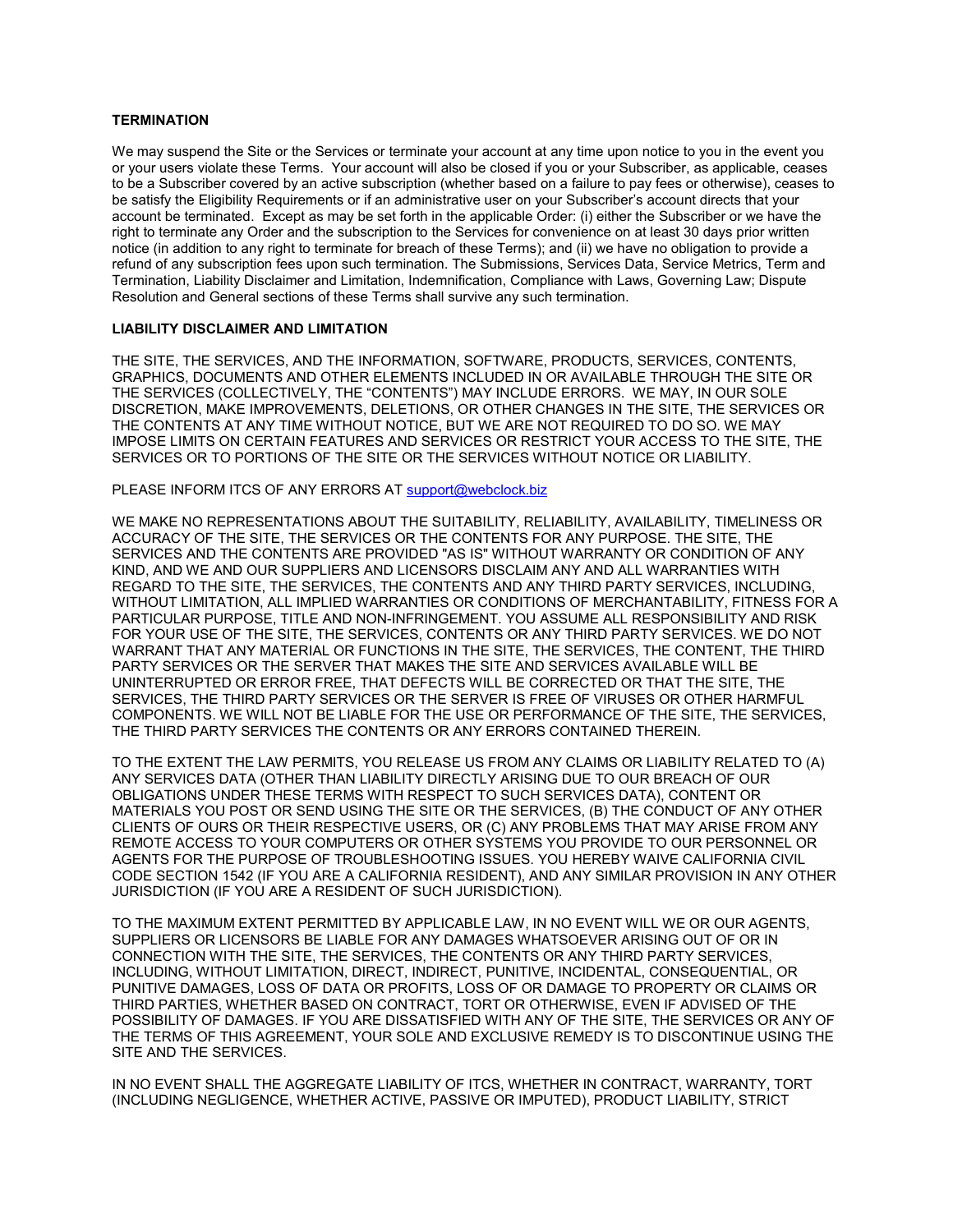**TERMINATION**

We may suspend the Site or the Services or terminate your account at any time upon notice to you in the event you or your users violate these Terms. Your account will also be closed if you or your Subscriber, as applicable, ceases to be a Subscriber covered by an active subscription (whether based on a failure to pay fees or otherwise), ceases to be satisfy the Eligibility Requirements or if an administrative user on your Subscriber's account directs that your account be terminated. Except as may be set forth in the applicable Order: (i) either the Subscriber or we have the right to terminate any Order and the subscription to the Services for convenience on at least 30 days prior written notice (in addition to any right to terminate for breach of these Terms); and (ii) we have no obligation to provide a refund of any subscription fees upon such termination. The Submissions, Services Data, Service Metrics, Term and Termination, Liability Disclaimer and Limitation, Indemnification, Compliance with Laws, Governing Law; Dispute Resolution and General sections of these Terms shall survive any such termination.

**LIABILITY DISCLAIMER AND LIMITATION**

THE SITE, THE SERVICES, AND THE INFORMATION, SOFTWARE, PRODUCTS, SERVICES, CONTENTS, GRAPHICS, DOCUMENTS AND OTHER ELEMENTS INCLUDED IN OR AVAILABLE THROUGH THE SITE OR THE SERVICES (COLLECTIVELY, THE "CONTENTS") MAY INCLUDE ERRORS. WE MAY, IN OUR SOLE DISCRETION, MAKE IMPROVEMENTS, DELETIONS, OR OTHER CHANGES IN THE SITE, THE SERVICES OR THE CONTENTS AT ANY TIME WITHOUT NOTICE, BUT WE ARE NOT REQUIRED TO DO SO. WE MAY IMPOSE LIMITS ON CERTAIN FEATURES AND SERVICES OR RESTRICT YOUR ACCESS TO THE SITE, THE SERVICES OR TO PORTIONS OF THE SITE OR THE SERVICES WITHOUT NOTICE OR LIABILITY.

PLEASE INFORM ITCS OF ANY ERRORS AT support@webclock.biz

WE MAKE NO REPRESENTATIONS ABOUT THE SUITABILITY, RELIABILITY, AVAILABILITY, TIMELINESS OR ACCURACY OF THE SITE, THE SERVICES OR THE CONTENTS FOR ANY PURPOSE. THE SITE, THE SERVICES AND THE CONTENTS ARE PROVIDED "AS IS" WITHOUT WARRANTY OR CONDITION OF ANY KIND, AND WE AND OUR SUPPLIERS AND LICENSORS DISCLAIM ANY AND ALL WARRANTIES WITH REGARD TO THE SITE, THE SERVICES, THE CONTENTS AND ANY THIRD PARTY SERVICES, INCLUDING, WITHOUT LIMITATION, ALL IMPLIED WARRANTIES OR CONDITIONS OF MERCHANTABILITY, FITNESS FOR A PARTICULAR PURPOSE, TITLE AND NON-INFRINGEMENT. YOU ASSUME ALL RESPONSIBILITY AND RISK FOR YOUR USE OF THE SITE, THE SERVICES, CONTENTS OR ANY THIRD PARTY SERVICES. WE DO NOT WARRANT THAT ANY MATERIAL OR FUNCTIONS IN THE SITE, THE SERVICES, THE CONTENT, THE THIRD PARTY SERVICES OR THE SERVER THAT MAKES THE SITE AND SERVICES AVAILABLE WILL BE UNINTERRUPTED OR ERROR FREE, THAT DEFECTS WILL BE CORRECTED OR THAT THE SITE, THE SERVICES, THE THIRD PARTY SERVICES OR THE SERVER IS FREE OF VIRUSES OR OTHER HARMFUL COMPONENTS. WE WILL NOT BE LIABLE FOR THE USE OR PERFORMANCE OF THE SITE, THE SERVICES, THE THIRD PARTY SERVICES THE CONTENTS OR ANY ERRORS CONTAINED THEREIN.

TO THE EXTENT THE LAW PERMITS, YOU RELEASE US FROM ANY CLAIMS OR LIABILITY RELATED TO (A) ANY SERVICES DATA (OTHER THAN LIABILITY DIRECTLY ARISING DUE TO OUR BREACH OF OUR OBLIGATIONS UNDER THESE TERMS WITH RESPECT TO SUCH SERVICES DATA), CONTENT OR MATERIALS YOU POST OR SEND USING THE SITE OR THE SERVICES, (B) THE CONDUCT OF ANY OTHER CLIENTS OF OURS OR THEIR RESPECTIVE USERS, OR (C) ANY PROBLEMS THAT MAY ARISE FROM ANY REMOTE ACCESS TO YOUR COMPUTERS OR OTHER SYSTEMS YOU PROVIDE TO OUR PERSONNEL OR AGENTS FOR THE PURPOSE OF TROUBLESHOOTING ISSUES. YOU HEREBY WAIVE CALIFORNIA CIVIL CODE SECTION 1542 (IF YOU ARE A CALIFORNIA RESIDENT), AND ANY SIMILAR PROVISION IN ANY OTHER JURISDICTION (IF YOU ARE A RESIDENT OF SUCH JURISDICTION).

TO THE MAXIMUM EXTENT PERMITTED BY APPLICABLE LAW, IN NO EVENT WILL WE OR OUR AGENTS, SUPPLIERS OR LICENSORS BE LIABLE FOR ANY DAMAGES WHATSOEVER ARISING OUT OF OR IN CONNECTION WITH THE SITE, THE SERVICES, THE CONTENTS OR ANY THIRD PARTY SERVICES, INCLUDING, WITHOUT LIMITATION, DIRECT, INDIRECT, PUNITIVE, INCIDENTAL, CONSEQUENTIAL, OR PUNITIVE DAMAGES, LOSS OF DATA OR PROFITS, LOSS OF OR DAMAGE TO PROPERTY OR CLAIMS OR THIRD PARTIES, WHETHER BASED ON CONTRACT, TORT OR OTHERWISE, EVEN IF ADVISED OF THE POSSIBILITY OF DAMAGES. IF YOU ARE DISSATISFIED WITH ANY OF THE SITE, THE SERVICES OR ANY OF THE TERMS OF THIS AGREEMENT, YOUR SOLE AND EXCLUSIVE REMEDY IS TO DISCONTINUE USING THE SITE AND THE SERVICES.

IN NO EVENT SHALL THE AGGREGATE LIABILITY OF ITCS, WHETHER IN CONTRACT, WARRANTY, TORT (INCLUDING NEGLIGENCE, WHETHER ACTIVE, PASSIVE OR IMPUTED), PRODUCT LIABILITY, STRICT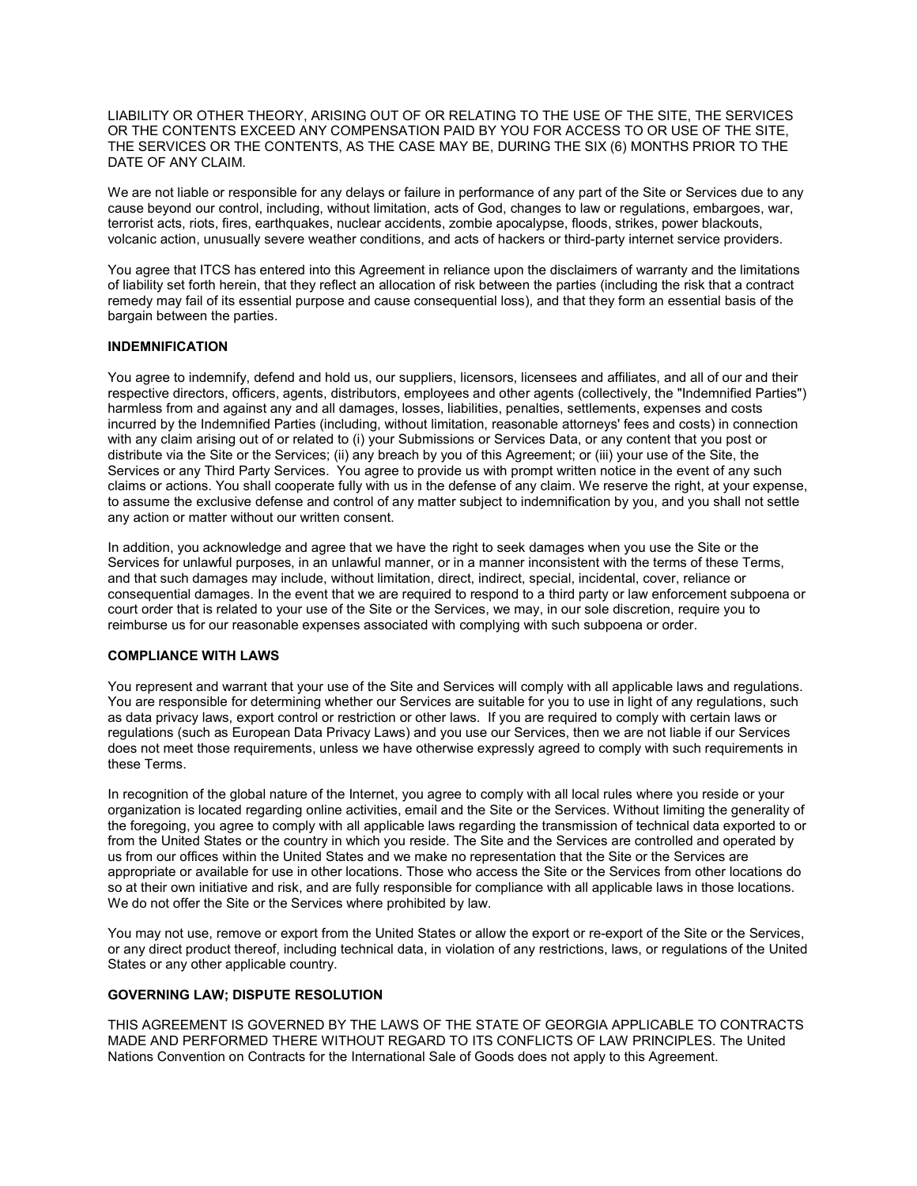LIABILITY OR OTHER THEORY, ARISING OUT OF OR RELATING TO THE USE OF THE SITE, THE SERVICES OR THE CONTENTS EXCEED ANY COMPENSATION PAID BY YOU FOR ACCESS TO OR USE OF THE SITE, THE SERVICES OR THE CONTENTS, AS THE CASE MAY BE, DURING THE SIX (6) MONTHS PRIOR TO THE DATE OF ANY CLAIM.

We are not liable or responsible for any delays or failure in performance of any part of the Site or Services due to any cause beyond our control, including, without limitation, acts of God, changes to law or regulations, embargoes, war, terrorist acts, riots, fires, earthquakes, nuclear accidents, zombie apocalypse, floods, strikes, power blackouts, volcanic action, unusually severe weather conditions, and acts of hackers or third-party internet service providers.

You agree that ITCS has entered into this Agreement in reliance upon the disclaimers of warranty and the limitations of liability set forth herein, that they reflect an allocation of risk between the parties (including the risk that a contract remedy may fail of its essential purpose and cause consequential loss), and that they form an essential basis of the bargain between the parties.

**INDEMNIFICATION**

You agree to indemnify, defend and hold us, our suppliers, licensors, licensees and affiliates, and all of our and their respective directors, officers, agents, distributors, employees and other agents (collectively, the "Indemnified Parties") harmless from and against any and all damages, losses, liabilities, penalties, settlements, expenses and costs incurred by the Indemnified Parties (including, without limitation, reasonable attorneys' fees and costs) in connection with any claim arising out of or related to (i) your Submissions or Services Data, or any content that you post or distribute via the Site or the Services; (ii) any breach by you of this Agreement; or (iii) your use of the Site, the Services or any Third Party Services. You agree to provide us with prompt written notice in the event of any such claims or actions. You shall cooperate fully with us in the defense of any claim. We reserve the right, at your expense, to assume the exclusive defense and control of any matter subject to indemnification by you, and you shall not settle any action or matter without our written consent.

In addition, you acknowledge and agree that we have the right to seek damages when you use the Site or the Services for unlawful purposes, in an unlawful manner, or in a manner inconsistent with the terms of these Terms, and that such damages may include, without limitation, direct, indirect, special, incidental, cover, reliance or consequential damages. In the event that we are required to respond to a third party or law enforcement subpoena or court order that is related to your use of the Site or the Services, we may, in our sole discretion, require you to reimburse us for our reasonable expenses associated with complying with such subpoena or order.

**COMPLIANCE WITH LAWS**

You represent and warrant that your use of the Site and Services will comply with all applicable laws and regulations. You are responsible for determining whether our Services are suitable for you to use in light of any regulations, such as data privacy laws, export control or restriction or other laws. If you are required to comply with certain laws or regulations (such as European Data Privacy Laws) and you use our Services, then we are not liable if our Services does not meet those requirements, unless we have otherwise expressly agreed to comply with such requirements in these Terms.

In recognition of the global nature of the Internet, you agree to comply with all local rules where you reside or your organization is located regarding online activities, email and the Site or the Services. Without limiting the generality of the foregoing, you agree to comply with all applicable laws regarding the transmission of technical data exported to or from the United States or the country in which you reside. The Site and the Services are controlled and operated by us from our offices within the United States and we make no representation that the Site or the Services are appropriate or available for use in other locations. Those who access the Site or the Services from other locations do so at their own initiative and risk, and are fully responsible for compliance with all applicable laws in those locations. We do not offer the Site or the Services where prohibited by law.

You may not use, remove or export from the United States or allow the export or re-export of the Site or the Services, or any direct product thereof, including technical data, in violation of any restrictions, laws, or regulations of the United States or any other applicable country.

**GOVERNING LAW; DISPUTE RESOLUTION**

THIS AGREEMENT IS GOVERNED BY THE LAWS OF THE STATE OF GEORGIA APPLICABLE TO CONTRACTS MADE AND PERFORMED THERE WITHOUT REGARD TO ITS CONFLICTS OF LAW PRINCIPLES. The United Nations Convention on Contracts for the International Sale of Goods does not apply to this Agreement.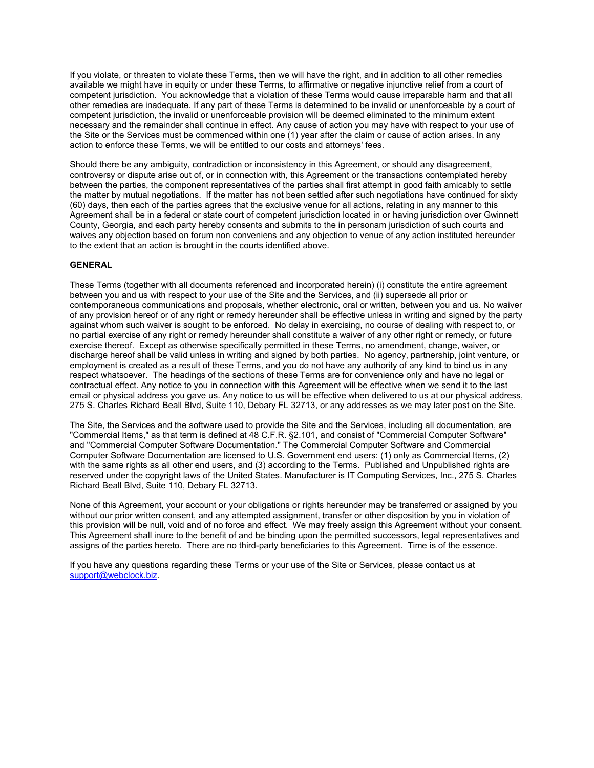If you violate, or threaten to violate these Terms, then we will have the right, and in addition to all other remedies available we might have in equity or under these Terms, to affirmative or negative injunctive relief from a court of competent jurisdiction. You acknowledge that a violation of these Terms would cause irreparable harm and that all other remedies are inadequate. If any part of these Terms is determined to be invalid or unenforceable by a court of competent jurisdiction, the invalid or unenforceable provision will be deemed eliminated to the minimum extent necessary and the remainder shall continue in effect. Any cause of action you may have with respect to your use of the Site or the Services must be commenced within one (1) year after the claim or cause of action arises. In any action to enforce these Terms, we will be entitled to our costs and attorneys' fees.

Should there be any ambiguity, contradiction or inconsistency in this Agreement, or should any disagreement, controversy or dispute arise out of, or in connection with, this Agreement or the transactions contemplated hereby between the parties, the component representatives of the parties shall first attempt in good faith amicably to settle the matter by mutual negotiations. If the matter has not been settled after such negotiations have continued for sixty (60) days, then each of the parties agrees that the exclusive venue for all actions, relating in any manner to this Agreement shall be in a federal or state court of competent jurisdiction located in or having jurisdiction over Gwinnett County, Georgia, and each party hereby consents and submits to the in personam jurisdiction of such courts and waives any objection based on forum non conveniens and any objection to venue of any action instituted hereunder to the extent that an action is brought in the courts identified above.

**GENERAL**

These Terms (together with all documents referenced and incorporated herein) (i) constitute the entire agreement between you and us with respect to your use of the Site and the Services, and (ii) supersede all prior or contemporaneous communications and proposals, whether electronic, oral or written, between you and us. No waiver of any provision hereof or of any right or remedy hereunder shall be effective unless in writing and signed by the party against whom such waiver is sought to be enforced. No delay in exercising, no course of dealing with respect to, or no partial exercise of any right or remedy hereunder shall constitute a waiver of any other right or remedy, or future exercise thereof. Except as otherwise specifically permitted in these Terms, no amendment, change, waiver, or discharge hereof shall be valid unless in writing and signed by both parties. No agency, partnership, joint venture, or employment is created as a result of these Terms, and you do not have any authority of any kind to bind us in any respect whatsoever. The headings of the sections of these Terms are for convenience only and have no legal or contractual effect. Any notice to you in connection with this Agreement will be effective when we send it to the last email or physical address you gave us. Any notice to us will be effective when delivered to us at our physical address, 275 S. Charles Richard Beall Blvd, Suite 110, Debary FL 32713, or any addresses as we may later post on the Site.

The Site, the Services and the software used to provide the Site and the Services, including all documentation, are "Commercial Items," as that term is defined at 48 C.F.R. §2.101, and consist of "Commercial Computer Software" and "Commercial Computer Software Documentation." The Commercial Computer Software and Commercial Computer Software Documentation are licensed to U.S. Government end users: (1) only as Commercial Items, (2) with the same rights as all other end users, and (3) according to the Terms. Published and Unpublished rights are reserved under the copyright laws of the United States. Manufacturer is IT Computing Services, Inc., 275 S. Charles Richard Beall Blvd, Suite 110, Debary FL 32713.

None of this Agreement, your account or your obligations or rights hereunder may be transferred or assigned by you without our prior written consent, and any attempted assignment, transfer or other disposition by you in violation of this provision will be null, void and of no force and effect. We may freely assign this Agreement without your consent. This Agreement shall inure to the benefit of and be binding upon the permitted successors, legal representatives and assigns of the parties hereto. There are no third-party beneficiaries to this Agreement. Time is of the essence.

If you have any questions regarding these Terms or your use of the Site or Services, please contact us at support@webclock.biz.